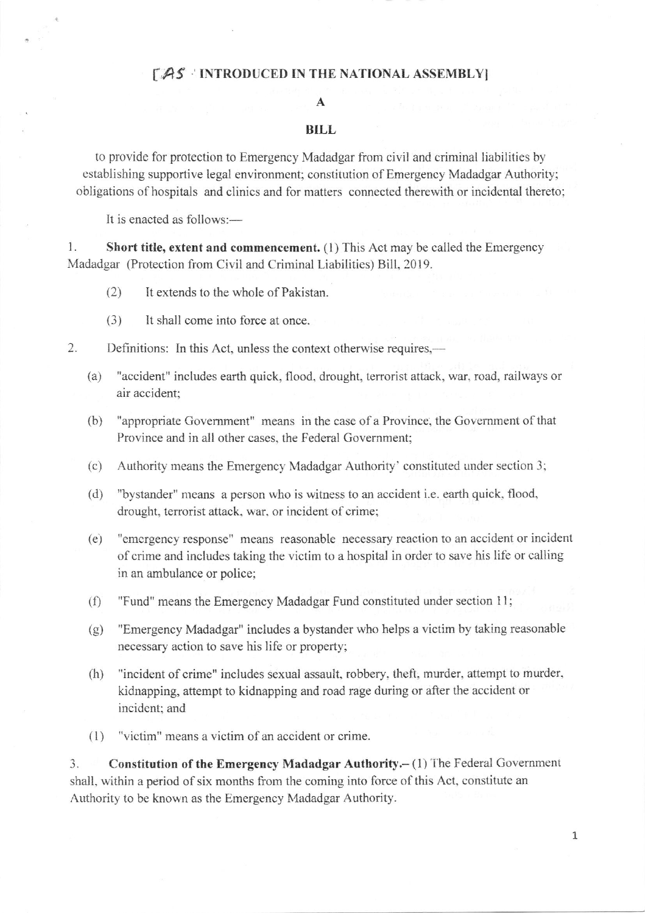[AS INTRODUCED IN THE NATIONAL ASSEMBLY]

# A

# BILL

to provide for protection to Emergency Madadgar from civil and criminal liabilities by establishing supportive legal environment; constitution of Emergency Madadgar Authority; obligations of hospitals and clinics and for matters connected therewith or incidental thereto;

It is enacted as follows:—

1. **Short title, extent and commencement.** (1) This Act may be called the Emergency Madadgar (Protection from Civil and Criminal Liabilities) Bill, 2019.

   (2) It extends to the whole of Pakistan.

   (3) It shall come into force at once.

2. Definitions: In this Act, unless the context otherwise requires,—

   (a) "accident" includes earth quick, flood, drought, terrorist attack, war, road, railways or air accident;

   (b) "appropriate Government" means in the case of a Province, the Government of that Province and in all other cases, the Federal Government;

   (c) Authority means the Emergency Madadgar Authority' constituted under section 3;

   (d) "bystander" means a person who is witness to an accident i.e. earth quick, flood, drought, terrorist attack, war, or incident of crime;

   (e) "emergency response" means reasonable necessary reaction to an accident or incident of crime and includes taking the victim to a hospital in order to save his life or calling in an ambulance or police;

   (f) "Fund" means the Emergency Madadgar Fund constituted under section 11;

   (g) "Emergency Madadgar" includes a bystander who helps a victim by taking reasonable necessary action to save his life or property;

   (h) "incident of crime" includes sexual assault, robbery, theft, murder, attempt to murder, kidnapping, attempt to kidnapping and road rage during or after the accident or incident; and

   (I) "victim" means a victim of an accident or crime.

3. **Constitution of the Emergency Madadgar Authority.**— (1) The Federal Government shall, within a period of six months from the coming into force of this Act, constitute an Authority to be known as the Emergency Madadgar Authority.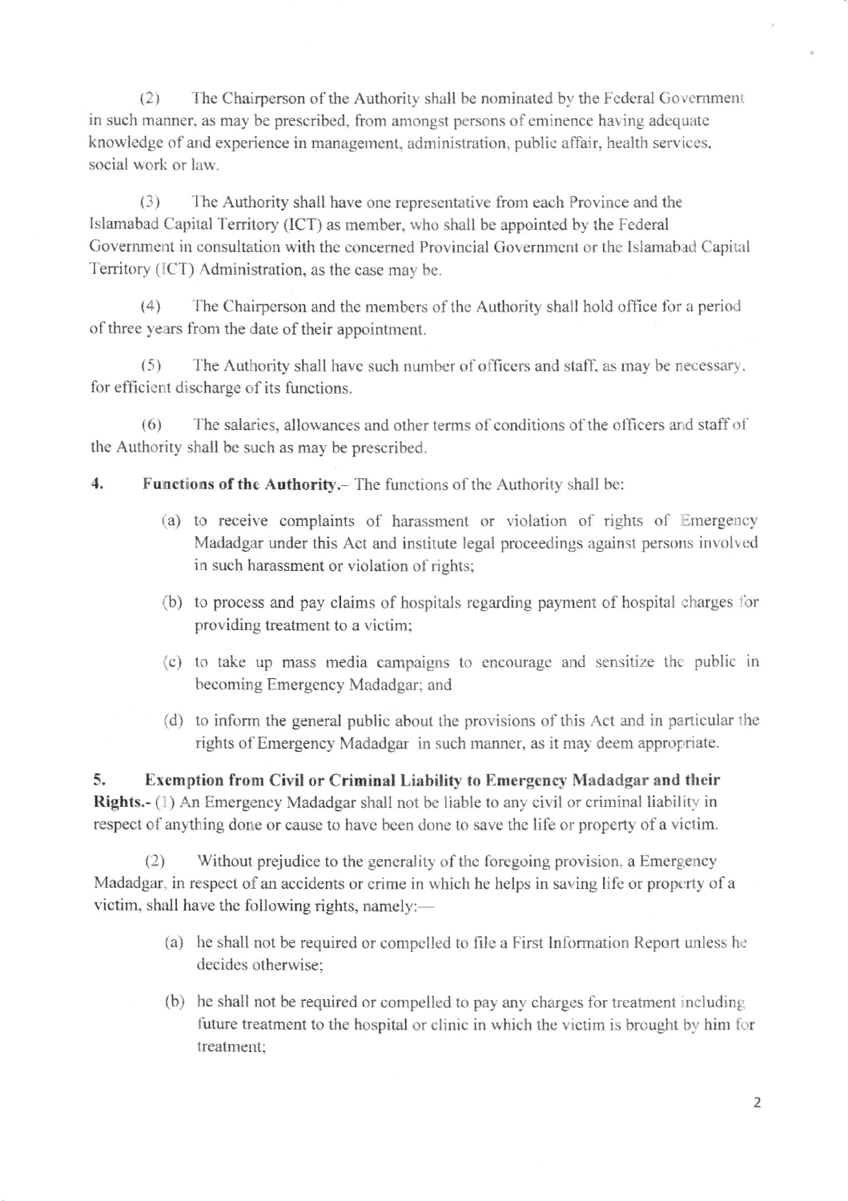(2) The Chairperson of the Authority shall be nominated by the Federal Government in such manner, as may be prescribed, from amongst persons of eminence having adequate knowledge of and experience in management, administration, public affair, health services, social work or law.

(3) The Authority shall have one representative from each Province and the Islamabad Capital Territory (ICT) as member, who shall be appointed by the Federal Government in consultation with the concerned Provincial Government or the Islamabad Capital Territory (ICT) Administration, as the case may be.

(4) The Chairperson and the members of the Authority shall hold office for a period of three years from the date of their appointment.

(5) The Authority shall have such number of officers and staff, as may be necessary, for efficient discharge of its functions.

(6) The salaries, allowances and other terms of conditions of the officers and staff of the Authority shall be such as may be prescribed.

**4. Functions of the Authority.**– The functions of the Authority shall be:

(a) to receive complaints of harassment or violation of rights of Emergency Madadgar under this Act and institute legal proceedings against persons involved in such harassment or violation of rights;

(b) to process and pay claims of hospitals regarding payment of hospital charges for providing treatment to a victim;

(c) to take up mass media campaigns to encourage and sensitize the public in becoming Emergency Madadgar; and

(d) to inform the general public about the provisions of this Act and in particular the rights of Emergency Madadgar in such manner, as it may deem appropriate.

**5. Exemption from Civil or Criminal Liability to Emergency Madadgar and their Rights.**- (1) An Emergency Madadgar shall not be liable to any civil or criminal liability in respect of anything done or cause to have been done to save the life or property of a victim.

(2) Without prejudice to the generality of the foregoing provision, a Emergency Madadgar, in respect of an accidents or crime in which he helps in saving life or property of a victim, shall have the following rights, namely:—

(a) he shall not be required or compelled to file a First Information Report unless he decides otherwise;

(b) he shall not be required or compelled to pay any charges for treatment including future treatment to the hospital or clinic in which the victim is brought by him for treatment;